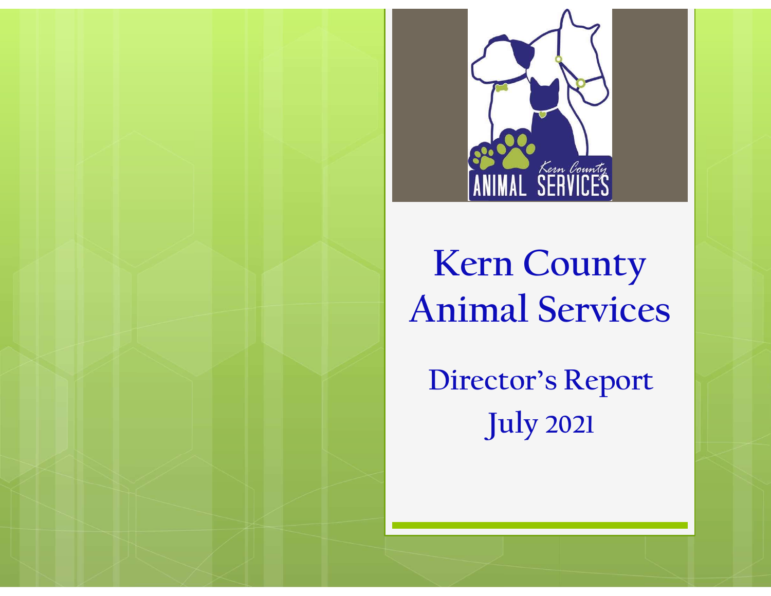# Kern County Animal Services

## Director's Report

## July 2021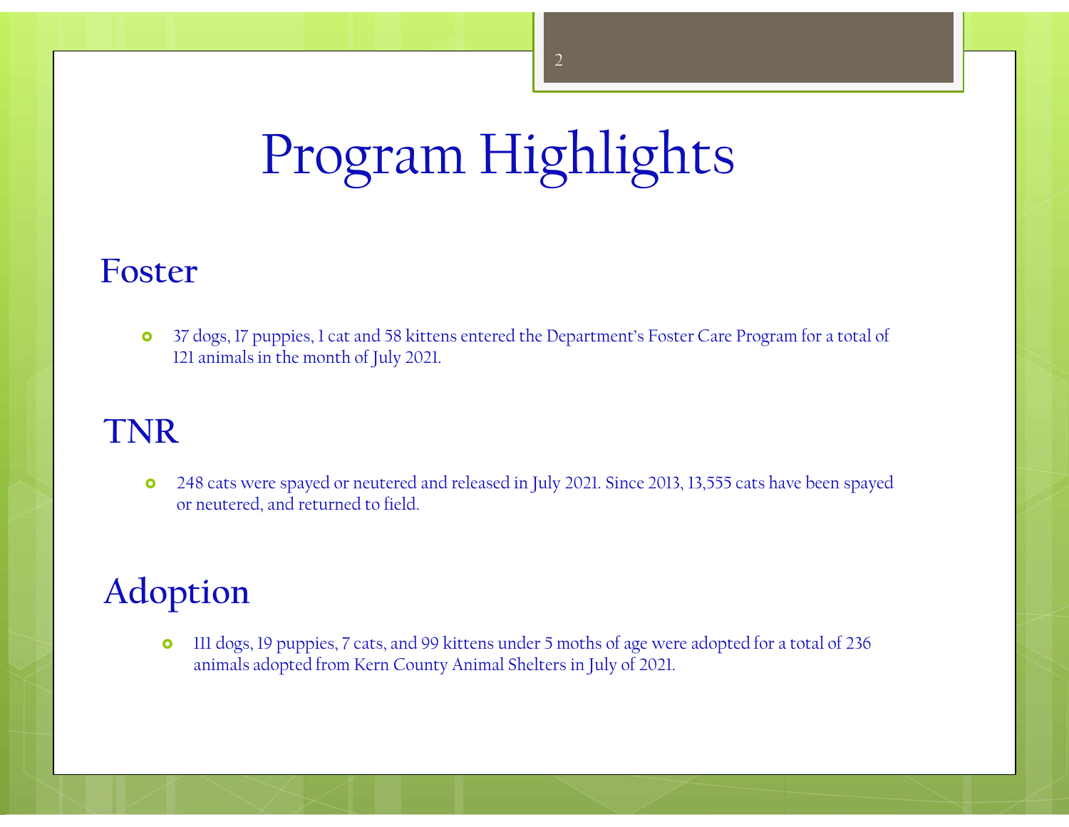# Program Highlights

## Foster

- 37 dogs, 17 puppies, 1 cat and 58 kittens entered the Department's Foster Care Program for a total of 121 animals in the month of July 2021.

## TNR

- 248 cats were spayed or neutered and released in July 2021. Since 2013, 13,555 cats have been spayed or neutered, and returned to field.

## Adoption

- 111 dogs, 19 puppies, 7 cats, and 99 kittens under 5 moths of age were adopted for a total of 236 animals adopted from Kern County Animal Shelters in July of 2021.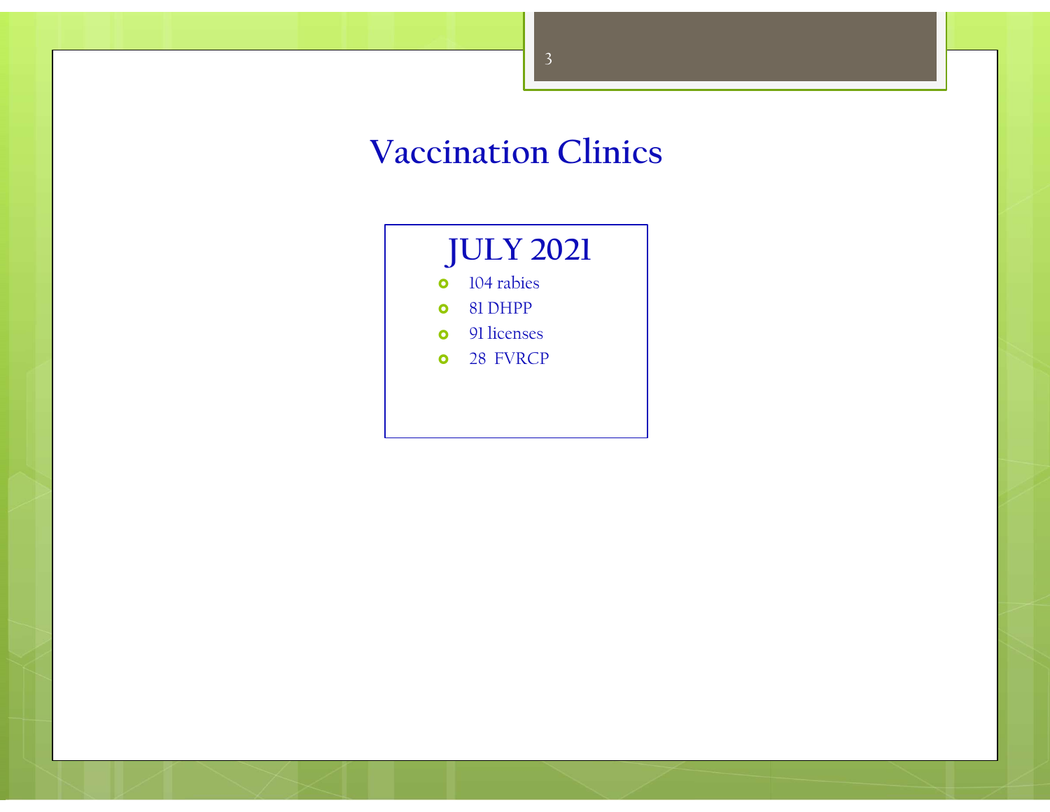# Vaccination Clinics

## JULY 2021

- 104 rabies
- 81 DHPP
- 91 licenses
- 28 FVRCP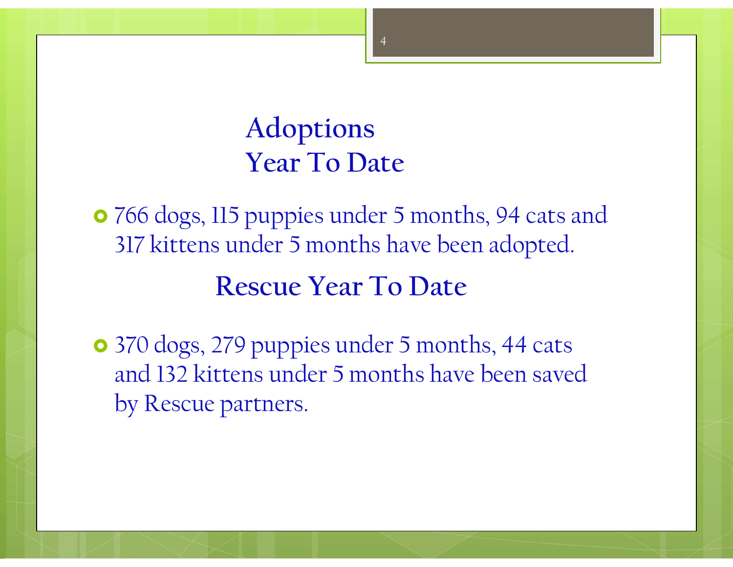## Adoptions
## Year To Date

- 766 dogs, 115 puppies under 5 months, 94 cats and 317 kittens under 5 months have been adopted.

## Rescue Year To Date

- 370 dogs, 279 puppies under 5 months, 44 cats and 132 kittens under 5 months have been saved by Rescue partners.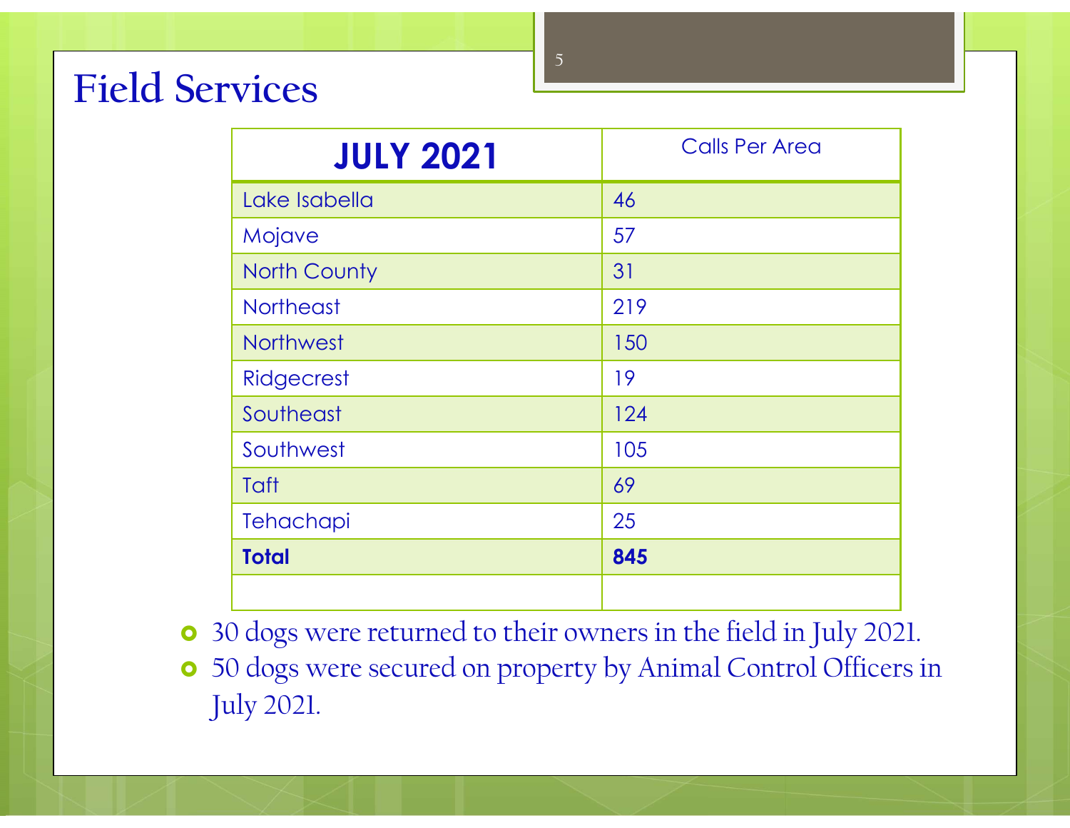# Field Services

| JULY 2021 | Calls Per Area |
|---|---|
| Lake Isabella | 46 |
| Mojave | 57 |
| North County | 31 |
| Northeast | 219 |
| Northwest | 150 |
| Ridgecrest | 19 |
| Southeast | 124 |
| Southwest | 105 |
| Taft | 69 |
| Tehachapi | 25 |
| **Total** | **845** |
| | |

- 30 dogs were returned to their owners in the field in July 2021.
- 50 dogs were secured on property by Animal Control Officers in July 2021.